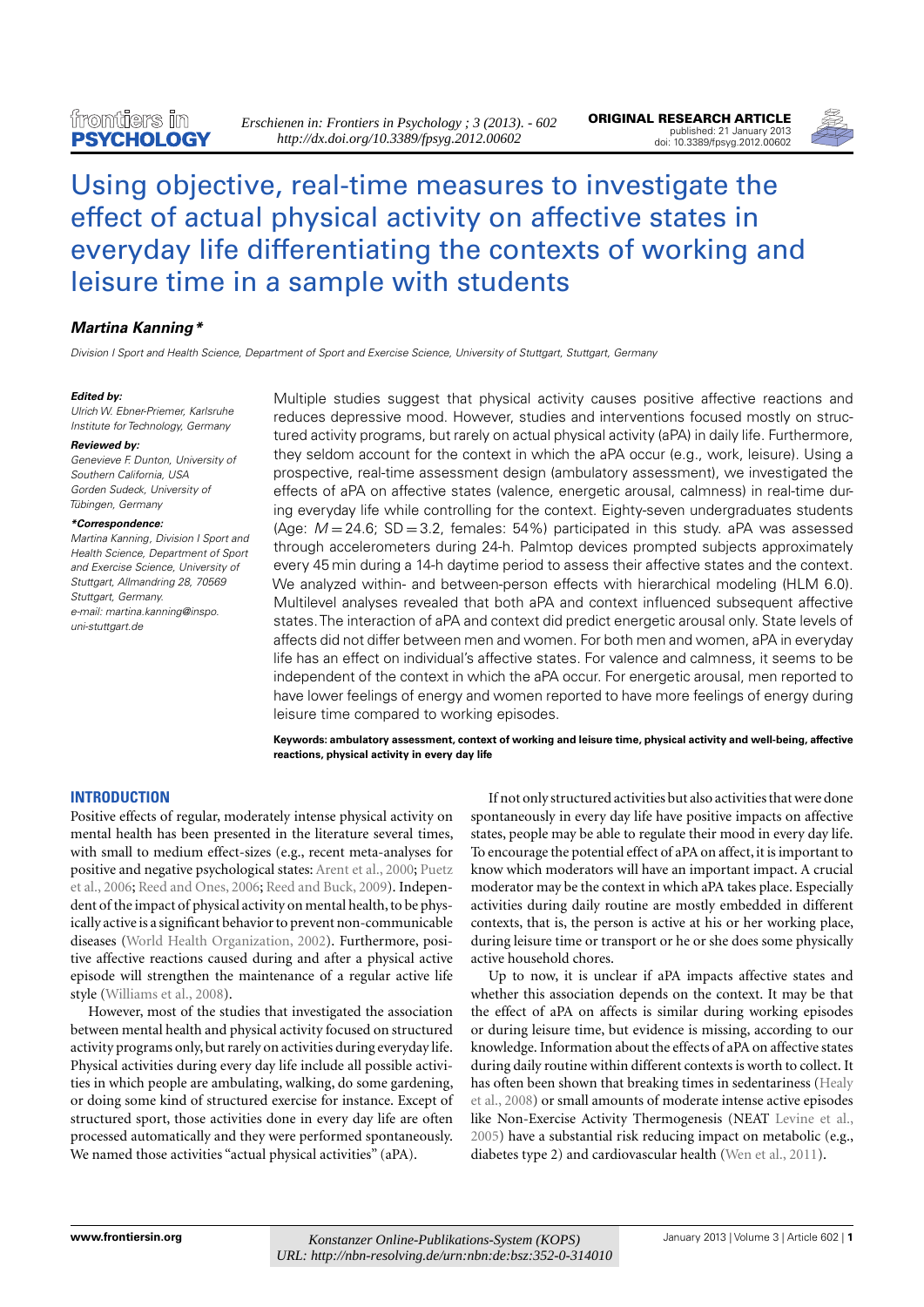# Using objective, real-time measures to investigate the effect of actual physical activity on affective states in everyday life differentiating the contexts of working and leisure time in a sample with students

***Martina Kanning****

*Division I Sport and Health Science, Department of Sport and Exercise Science, University of Stuttgart, Stuttgart, Germany*

***Edited by:***
*Ulrich W. Ebner-Priemer, Karlsruhe Institute for Technology, Germany*

***Reviewed by:***
*Genevieve F. Dunton, University of Southern California, USA*
*Gorden Sudeck, University of Tübingen, Germany*

***\*Correspondence:***
*Martina Kanning, Division I Sport and Health Science, Department of Sport and Exercise Science, University of Stuttgart, Allmandring 28, 70569 Stuttgart, Germany.*
*e-mail: martina.kanning@inspo.uni-stuttgart.de*

Multiple studies suggest that physical activity causes positive affective reactions and reduces depressive mood. However, studies and interventions focused mostly on structured activity programs, but rarely on actual physical activity (aPA) in daily life. Furthermore, they seldom account for the context in which the aPA occur (e.g., work, leisure). Using a prospective, real-time assessment design (ambulatory assessment), we investigated the effects of aPA on affective states (valence, energetic arousal, calmness) in real-time during everyday life while controlling for the context. Eighty-seven undergraduates students (Age: $M = 24.6$; $SD = 3.2$, females: 54%) participated in this study. aPA was assessed through accelerometers during 24-h. Palmtop devices prompted subjects approximately every 45 min during a 14-h daytime period to assess their affective states and the context. We analyzed within- and between-person effects with hierarchical modeling (HLM 6.0). Multilevel analyses revealed that both aPA and context influenced subsequent affective states. The interaction of aPA and context did predict energetic arousal only. State levels of affects did not differ between men and women. For both men and women, aPA in everyday life has an effect on individual's affective states. For valence and calmness, it seems to be independent of the context in which the aPA occur. For energetic arousal, men reported to have lower feelings of energy and women reported to have more feelings of energy during leisure time compared to working episodes.

**Keywords: ambulatory assessment, context of working and leisure time, physical activity and well-being, affective reactions, physical activity in every day life**

## INTRODUCTION

Positive effects of regular, moderately intense physical activity on mental health has been presented in the literature several times, with small to medium effect-sizes (e.g., recent meta-analyses for positive and negative psychological states: Arent et al., 2000; Puetz et al., 2006; Reed and Ones, 2006; Reed and Buck, 2009). Independent of the impact of physical activity on mental health, to be physically active is a significant behavior to prevent non-communicable diseases (World Health Organization, 2002). Furthermore, positive affective reactions caused during and after a physical active episode will strengthen the maintenance of a regular active life style (Williams et al., 2008).

However, most of the studies that investigated the association between mental health and physical activity focused on structured activity programs only, but rarely on activities during everyday life. Physical activities during every day life include all possible activities in which people are ambulating, walking, do some gardening, or doing some kind of structured exercise for instance. Except of structured sport, those activities done in every day life are often processed automatically and they were performed spontaneously. We named those activities "actual physical activities" (aPA).

If not only structured activities but also activities that were done spontaneously in every day life have positive impacts on affective states, people may be able to regulate their mood in every day life. To encourage the potential effect of aPA on affect, it is important to know which moderators will have an important impact. A crucial moderator may be the context in which aPA takes place. Especially activities during daily routine are mostly embedded in different contexts, that is, the person is active at his or her working place, during leisure time or transport or he or she does some physically active household chores.

Up to now, it is unclear if aPA impacts affective states and whether this association depends on the context. It may be that the effect of aPA on affects is similar during working episodes or during leisure time, but evidence is missing, according to our knowledge. Information about the effects of aPA on affective states during daily routine within different contexts is worth to collect. It has often been shown that breaking times in sedentariness (Healy et al., 2008) or small amounts of moderate intense active episodes like Non-Exercise Activity Thermogenesis (NEAT Levine et al., 2005) have a substantial risk reducing impact on metabolic (e.g., diabetes type 2) and cardiovascular health (Wen et al., 2011).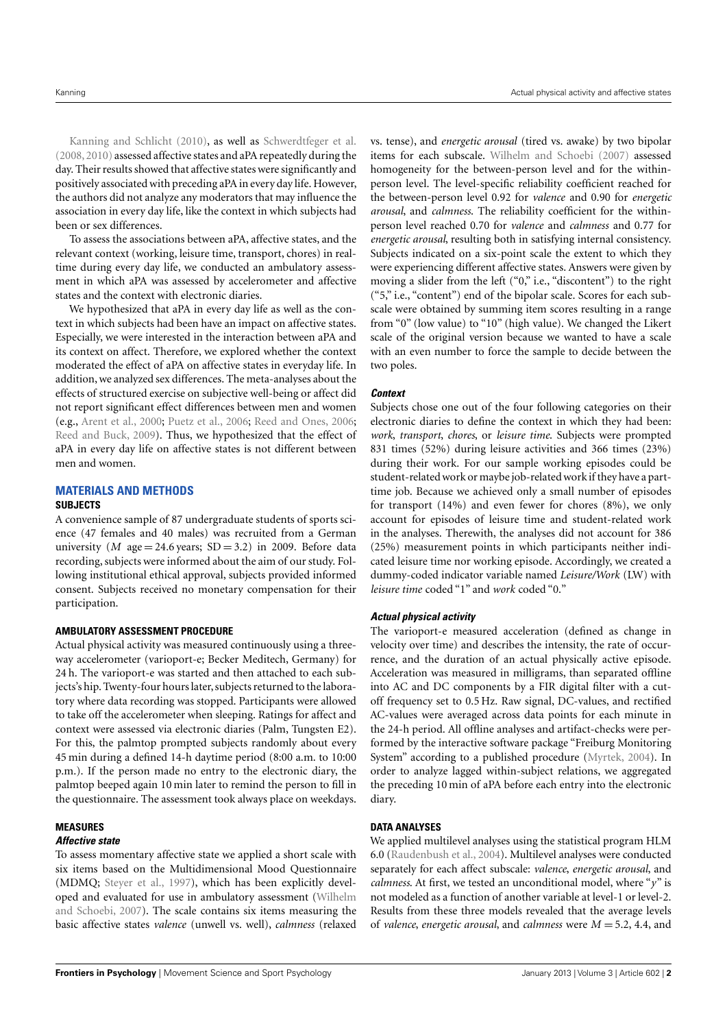Kanning and Schlicht (2010), as well as Schwerdtfeger et al. (2008, 2010) assessed affective states and aPA repeatedly during the day. Their results showed that affective states were significantly and positively associated with preceding aPA in every day life. However, the authors did not analyze any moderators that may influence the association in every day life, like the context in which subjects had been or sex differences.

To assess the associations between aPA, affective states, and the relevant context (working, leisure time, transport, chores) in real-time during every day life, we conducted an ambulatory assessment in which aPA was assessed by accelerometer and affective states and the context with electronic diaries.

We hypothesized that aPA in every day life as well as the context in which subjects had been have an impact on affective states. Especially, we were interested in the interaction between aPA and its context on affect. Therefore, we explored whether the context moderated the effect of aPA on affective states in everyday life. In addition, we analyzed sex differences. The meta-analyses about the effects of structured exercise on subjective well-being or affect did not report significant effect differences between men and women (e.g., Arent et al., 2000; Puetz et al., 2006; Reed and Ones, 2006; Reed and Buck, 2009). Thus, we hypothesized that the effect of aPA in every day life on affective states is not different between men and women.

## MATERIALS AND METHODS

### SUBJECTS

A convenience sample of 87 undergraduate students of sports science (47 females and 40 males) was recruited from a German university ($M$ age = 24.6 years; SD = 3.2) in 2009. Before data recording, subjects were informed about the aim of our study. Following institutional ethical approval, subjects provided informed consent. Subjects received no monetary compensation for their participation.

### AMBULATORY ASSESSMENT PROCEDURE

Actual physical activity was measured continuously using a three-way accelerometer (varioport-e; Becker Meditech, Germany) for 24 h. The varioport-e was started and then attached to each subjects's hip. Twenty-four hours later, subjects returned to the laboratory where data recording was stopped. Participants were allowed to take off the accelerometer when sleeping. Ratings for affect and context were assessed via electronic diaries (Palm, Tungsten E2). For this, the palmtop prompted subjects randomly about every 45 min during a defined 14-h daytime period (8:00 a.m. to 10:00 p.m.). If the person made no entry to the electronic diary, the palmtop beeped again 10 min later to remind the person to fill in the questionnaire. The assessment took always place on weekdays.

### MEASURES

#### *Affective state*

To assess momentary affective state we applied a short scale with six items based on the Multidimensional Mood Questionnaire (MDMQ; Steyer et al., 1997), which has been explicitly developed and evaluated for use in ambulatory assessment (Wilhelm and Schoebi, 2007). The scale contains six items measuring the basic affective states *valence* (unwell vs. well), *calmness* (relaxed vs. tense), and *energetic arousal* (tired vs. awake) by two bipolar items for each subscale. Wilhelm and Schoebi (2007) assessed homogeneity for the between-person level and for the within-person level. The level-specific reliability coefficient reached for the between-person level 0.92 for *valence* and 0.90 for *energetic arousal*, and *calmness*. The reliability coefficient for the within-person level reached 0.70 for *valence* and *calmness* and 0.77 for *energetic arousal*, resulting both in satisfying internal consistency. Subjects indicated on a six-point scale the extent to which they were experiencing different affective states. Answers were given by moving a slider from the left ("0," i.e., "discontent") to the right ("5," i.e., "content") end of the bipolar scale. Scores for each subscale were obtained by summing item scores resulting in a range from "0" (low value) to "10" (high value). We changed the Likert scale of the original version because we wanted to have a scale with an even number to force the sample to decide between the two poles.

#### *Context*

Subjects chose one out of the four following categories on their electronic diaries to define the context in which they had been: *work*, *transport*, *chores*, or *leisure time*. Subjects were prompted 831 times (52%) during leisure activities and 366 times (23%) during their work. For our sample working episodes could be student-related work or maybe job-related work if they have a part-time job. Because we achieved only a small number of episodes for transport (14%) and even fewer for chores (8%), we only account for episodes of leisure time and student-related work in the analyses. Therewith, the analyses did not account for 386 (25%) measurement points in which participants neither indicated leisure time nor working episode. Accordingly, we created a dummy-coded indicator variable named *Leisure/Work* (LW) with *leisure time* coded "1" and *work* coded "0."

#### *Actual physical activity*

The varioport-e measured acceleration (defined as change in velocity over time) and describes the intensity, the rate of occurrence, and the duration of an actual physically active episode. Acceleration was measured in milligrams, than separated offline into AC and DC components by a FIR digital filter with a cut-off frequency set to 0.5 Hz. Raw signal, DC-values, and rectified AC-values were averaged across data points for each minute in the 24-h period. All offline analyses and artifact-checks were performed by the interactive software package "Freiburg Monitoring System" according to a published procedure (Myrtek, 2004). In order to analyze lagged within-subject relations, we aggregated the preceding 10 min of aPA before each entry into the electronic diary.

### DATA ANALYSES

We applied multilevel analyses using the statistical program HLM 6.0 (Raudenbush et al., 2004). Multilevel analyses were conducted separately for each affect subscale: *valence*, *energetic arousal*, and *calmness*. At first, we tested an unconditional model, where "$y$" is not modeled as a function of another variable at level-1 or level-2. Results from these three models revealed that the average levels of *valence*, *energetic arousal*, and *calmness* were $M = 5.2$, 4.4, and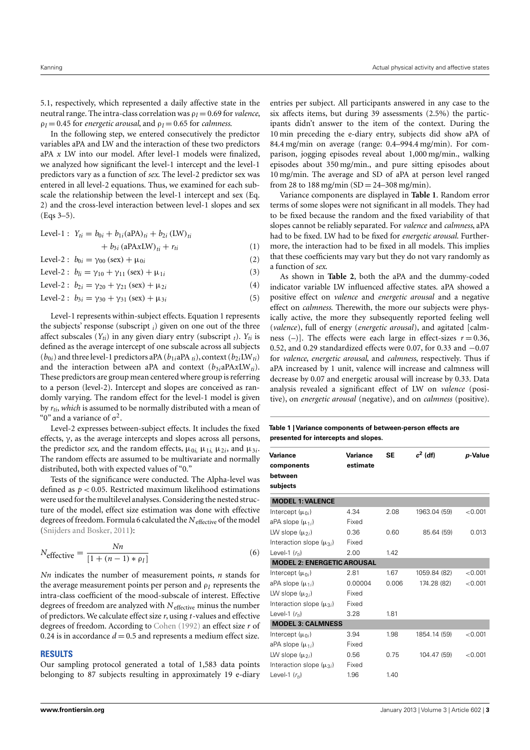5.1, respectively, which represented a daily affective state in the neutral range. The intra-class correlation was $\rho_I = 0.69$ for *valence*, $\rho_I = 0.45$ for *energetic arousal*, and $\rho_I = 0.65$ for *calmness*.

In the following step, we entered consecutively the predictor variables aPA and LW and the interaction of these two predictors aPA *x* LW into our model. After level-1 models were finalized, we analyzed how significant the level-1 intercept and the level-1 predictors vary as a function of *sex*. The level-2 predictor sex was entered in all level-2 equations. Thus, we examined for each subscale the relationship between the level-1 intercept and sex (Eq. 2) and the cross-level interaction between level-1 slopes and sex (Eqs 3–5).

$$\text{Level-1}: \; Y_{ti} = b_{0i} + b_{1i}(\text{aPA})_{ti} + b_{2i}\,(\text{LW})_{ti} + b_{3i}\,(\text{aPAxLW})_{ti} + r_{ti} \tag{1}$$

$$\text{Level-2}: \; b_{0i} = \gamma_{00}\,(\text{sex}) + \mu_{0i} \tag{2}$$

$$\text{Level-2}: \; b_{li} = \gamma_{10} + \gamma_{11}\,(\text{sex}) + \mu_{1i} \tag{3}$$

$$\text{Level-2}: \; b_{2i} = \gamma_{20} + \gamma_{21}\,(\text{sex}) + \mu_{2i} \tag{4}$$

$$\text{Level-2}: \; b_{3i} = \gamma_{30} + \gamma_{31}\,(\text{sex}) + \mu_{3i} \tag{5}$$

Level-1 represents within-subject effects. Equation 1 represents the subjects' response (subscript $_i$) given on one out of the three affect subscales ($Y_{ti}$) in any given diary entry (subscript $_t$). $Y_{ti}$ is defined as the average intercept of one subscale across all subjects ($b_{0i}$) and three level-1 predictors aPA ($b_{1i}\text{aPA}_{ti}$), context ($b_{2i}\text{LW}_{ti}$) and the interaction between aPA and context ($b_{3i}\text{aPA}x\text{LW}_{ti}$). These predictors are group mean centered where group is referring to a person (level-2). Intercept and slopes are conceived as randomly varying. The random effect for the level-1 model is given by $r_{ti}$, *which* is assumed to be normally distributed with a mean of "0" and a variance of $\sigma^2$.

Level-2 expresses between-subject effects. It includes the fixed effects, $\gamma$, as the average intercepts and slopes across all persons, the predictor *sex*, and the random effects, $\mu_{0i}$, $\mu_{1i}$, $\mu_{2i}$, and $\mu_{3i}$. The random effects are assumed to be multivariate and normally distributed, both with expected values of "0."

Tests of the significance were conducted. The Alpha-level was defined as $p < 0.05$. Restricted maximum likelihood estimations were used for the multilevel analyses. Considering the nested structure of the model, effect size estimation was done with effective degrees of freedom. Formula 6 calculated the $N_{\text{effective}}$ of the model (Snijders and Bosker, 2011):

$$N_{\text{effective}} = \frac{Nn}{[1 + (n-1) * \rho_I]} \tag{6}$$

$Nn$ indicates the number of measurement points, $n$ stands for the average measurement points per person and $\rho_I$ represents the intra-class coefficient of the mood-subscale of interest. Effective degrees of freedom are analyzed with $N_{\text{effective}}$ minus the number of predictors. We calculate effect size $r$, using $t$-values and effective degrees of freedom. According to Cohen (1992) an effect size $r$ of 0.24 is in accordance $d = 0.5$ and represents a medium effect size.

## RESULTS

Our sampling protocol generated a total of 1,583 data points belonging to 87 subjects resulting in approximately 19 e-diary entries per subject. All participants answered in any case to the six affects items, but during 39 assessments (2.5%) the participants didn't answer to the item of the context. During the 10 min preceding the e-diary entry, subjects did show aPA of 84.4 mg/min on average (range: 0.4–994.4 mg/min). For comparison, jogging episodes reveal about 1,000 mg/min., walking episodes about 350 mg/min., and pure sitting episodes about 10 mg/min. The average and SD of aPA at person level ranged from 28 to 188 mg/min (SD = 24–308 mg/min).

Variance components are displayed in **Table 1**. Random error terms of some slopes were not significant in all models. They had to be fixed because the random and the fixed variability of that slopes cannot be reliably separated. For *valence* and *calmness*, aPA had to be fixed. LW had to be fixed for *energetic arousal*. Furthermore, the interaction had to be fixed in all models. This implies that these coefficients may vary but they do not vary randomly as a function of *sex*.

As shown in **Table 2**, both the aPA and the dummy-coded indicator variable LW influenced affective states. aPA showed a positive effect on *valence* and *energetic arousal* and a negative effect on *calmness*. Therewith, the more our subjects were physically active, the more they subsequently reported feeling well (*valence*), full of energy (*energetic arousal*), and agitated [calmness (−)]. The effects were each large in effect-sizes $r = 0.36$, 0.52, and 0.29 standardized effects were 0.07, for 0.33 and −0.07 for *valence*, *energetic arousal*, and *calmness*, respectively. Thus if aPA increased by 1 unit, valence will increase and calmness will decrease by 0.07 and energetic arousal will increase by 0.33. Data analysis revealed a significant effect of LW on *valence* (positive), on *energetic arousal* (negative), and on *calmness* (positive).

**Table 1 | Variance components of between-person effects are presented for intercepts and slopes.**

| Variance components between subjects | Variance estimate | SE | $c^2$ (df) | p-Value |
|---|---|---|---|---|
| **MODEL 1: VALENCE** | | | | |
| Intercept ($\mu_{0i}$) | 4.34 | 2.08 | 1963.04 (59) | <0.001 |
| aPA slope ($\mu_{1i}$) | Fixed | | | |
| LW slope ($\mu_{2i}$) | 0.36 | 0.60 | 85.64 (59) | 0.013 |
| Interaction slope ($\mu_{3i}$) | Fixed | | | |
| Level-1 ($r_{ti}$) | 2.00 | 1.42 | | |
| **MODEL 2: ENERGETIC AROUSAL** | | | | |
| Intercept ($\mu_{0i}$) | 2.81 | 1.67 | 1059.84 (82) | <0.001 |
| aPA slope ($\mu_{1i}$) | 0.00004 | 0.006 | 174.28 (82) | <0.001 |
| LW slope ($\mu_{2i}$) | Fixed | | | |
| Interaction slope ($\mu_{3i}$) | Fixed | | | |
| Level-1 ($r_{ti}$) | 3.28 | 1.81 | | |
| **MODEL 3: CALMNESS** | | | | |
| Intercept ($\mu_{0i}$) | 3.94 | 1.98 | 1854.14 (59) | <0.001 |
| aPA slope ($\mu_{1i}$) | Fixed | | | |
| LW slope ($\mu_{2i}$) | 0.56 | 0.75 | 104.47 (59) | <0.001 |
| Interaction slope ($\mu_{3i}$) | Fixed | | | |
| Level-1 ($r_{ti}$) | 1.96 | 1.40 | | |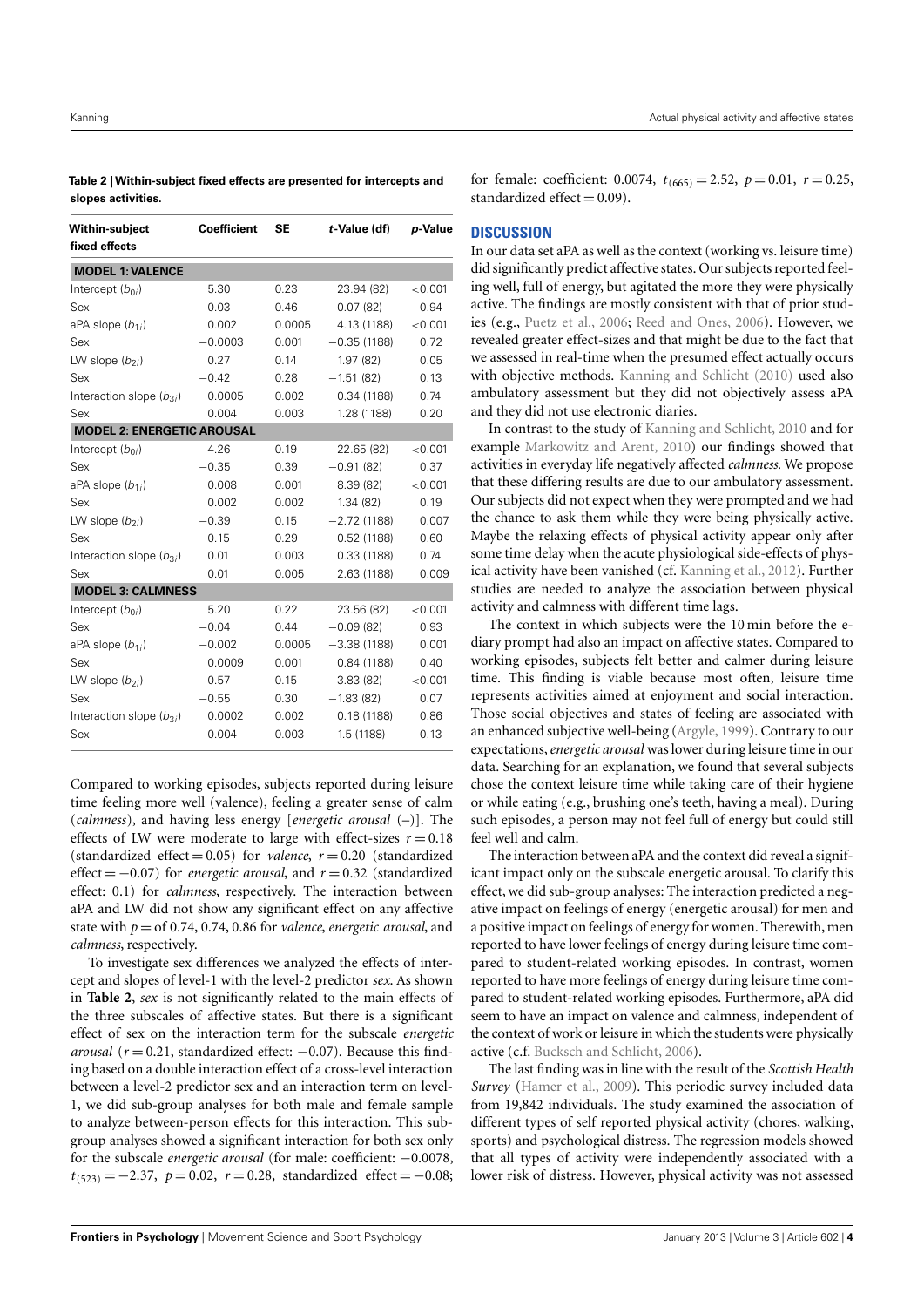**Table 2 | Within-subject fixed effects are presented for intercepts and slopes activities.**

| Within-subject fixed effects | Coefficient | SE | t-Value (df) | p-Value |
|---|---|---|---|---|
| **MODEL 1: VALENCE** | | | | |
| Intercept ($b_{0i}$) | 5.30 | 0.23 | 23.94 (82) | <0.001 |
| Sex | 0.03 | 0.46 | 0.07 (82) | 0.94 |
| aPA slope ($b_{1i}$) | 0.002 | 0.0005 | 4.13 (1188) | <0.001 |
| Sex | −0.0003 | 0.001 | −0.35 (1188) | 0.72 |
| LW slope ($b_{2i}$) | 0.27 | 0.14 | 1.97 (82) | 0.05 |
| Sex | −0.42 | 0.28 | −1.51 (82) | 0.13 |
| Interaction slope ($b_{3i}$) | 0.0005 | 0.002 | 0.34 (1188) | 0.74 |
| Sex | 0.004 | 0.003 | 1.28 (1188) | 0.20 |
| **MODEL 2: ENERGETIC AROUSAL** | | | | |
| Intercept ($b_{0i}$) | 4.26 | 0.19 | 22.65 (82) | <0.001 |
| Sex | −0.35 | 0.39 | −0.91 (82) | 0.37 |
| aPA slope ($b_{1i}$) | 0.008 | 0.001 | 8.39 (82) | <0.001 |
| Sex | 0.002 | 0.002 | 1.34 (82) | 0.19 |
| LW slope ($b_{2i}$) | −0.39 | 0.15 | −2.72 (1188) | 0.007 |
| Sex | 0.15 | 0.29 | 0.52 (1188) | 0.60 |
| Interaction slope ($b_{3i}$) | 0.01 | 0.003 | 0.33 (1188) | 0.74 |
| Sex | 0.01 | 0.005 | 2.63 (1188) | 0.009 |
| **MODEL 3: CALMNESS** | | | | |
| Intercept ($b_{0i}$) | 5.20 | 0.22 | 23.56 (82) | <0.001 |
| Sex | −0.04 | 0.44 | −0.09 (82) | 0.93 |
| aPA slope ($b_{1i}$) | −0.002 | 0.0005 | −3.38 (1188) | 0.001 |
| Sex | 0.0009 | 0.001 | 0.84 (1188) | 0.40 |
| LW slope ($b_{2i}$) | 0.57 | 0.15 | 3.83 (82) | <0.001 |
| Sex | −0.55 | 0.30 | −1.83 (82) | 0.07 |
| Interaction slope ($b_{3i}$) | 0.0002 | 0.002 | 0.18 (1188) | 0.86 |
| Sex | 0.004 | 0.003 | 1.5 (1188) | 0.13 |

Compared to working episodes, subjects reported during leisure time feeling more well (valence), feeling a greater sense of calm (*calmness*), and having less energy [*energetic arousal* (–)]. The effects of LW were moderate to large with effect-sizes $r = 0.18$ (standardized effect = 0.05) for *valence*, $r = 0.20$ (standardized effect = −0.07) for *energetic arousal*, and $r = 0.32$ (standardized effect: 0.1) for *calmness*, respectively. The interaction between aPA and LW did not show any significant effect on any affective state with $p$ = of 0.74, 0.74, 0.86 for *valence*, *energetic arousal*, and *calmness*, respectively.

To investigate sex differences we analyzed the effects of intercept and slopes of level-1 with the level-2 predictor *sex*. As shown in **Table 2**, *sex* is not significantly related to the main effects of the three subscales of affective states. But there is a significant effect of sex on the interaction term for the subscale *energetic arousal* ($r = 0.21$, standardized effect: −0.07). Because this finding based on a double interaction effect of a cross-level interaction between a level-2 predictor sex and an interaction term on level-1, we did sub-group analyses for both male and female sample to analyze between-person effects for this interaction. This sub-group analyses showed a significant interaction for both sex only for the subscale *energetic arousal* (for male: coefficient: −0.0078, $t_{(523)} = -2.37$, $p = 0.02$, $r = 0.28$, standardized effect = −0.08; for female: coefficient: 0.0074, $t_{(665)} = 2.52$, $p = 0.01$, $r = 0.25$, standardized effect = 0.09).

## DISCUSSION

In our data set aPA as well as the context (working vs. leisure time) did significantly predict affective states. Our subjects reported feeling well, full of energy, but agitated the more they were physically active. The findings are mostly consistent with that of prior studies (e.g., Puetz et al., 2006; Reed and Ones, 2006). However, we revealed greater effect-sizes and that might be due to the fact that we assessed in real-time when the presumed effect actually occurs with objective methods. Kanning and Schlicht (2010) used also ambulatory assessment but they did not objectively assess aPA and they did not use electronic diaries.

In contrast to the study of Kanning and Schlicht, 2010 and for example Markowitz and Arent, 2010) our findings showed that activities in everyday life negatively affected *calmness*. We propose that these differing results are due to our ambulatory assessment. Our subjects did not expect when they were prompted and we had the chance to ask them while they were being physically active. Maybe the relaxing effects of physical activity appear only after some time delay when the acute physiological side-effects of physical activity have been vanished (cf. Kanning et al., 2012). Further studies are needed to analyze the association between physical activity and calmness with different time lags.

The context in which subjects were the 10 min before the e-diary prompt had also an impact on affective states. Compared to working episodes, subjects felt better and calmer during leisure time. This finding is viable because most often, leisure time represents activities aimed at enjoyment and social interaction. Those social objectives and states of feeling are associated with an enhanced subjective well-being (Argyle, 1999). Contrary to our expectations, *energetic arousal* was lower during leisure time in our data. Searching for an explanation, we found that several subjects chose the context leisure time while taking care of their hygiene or while eating (e.g., brushing one's teeth, having a meal). During such episodes, a person may not feel full of energy but could still feel well and calm.

The interaction between aPA and the context did reveal a significant impact only on the subscale energetic arousal. To clarify this effect, we did sub-group analyses: The interaction predicted a negative impact on feelings of energy (energetic arousal) for men and a positive impact on feelings of energy for women. Therewith, men reported to have lower feelings of energy during leisure time compared to student-related working episodes. In contrast, women reported to have more feelings of energy during leisure time compared to student-related working episodes. Furthermore, aPA did seem to have an impact on valence and calmness, independent of the context of work or leisure in which the students were physically active (c.f. Bucksch and Schlicht, 2006).

The last finding was in line with the result of the *Scottish Health Survey* (Hamer et al., 2009). This periodic survey included data from 19,842 individuals. The study examined the association of different types of self reported physical activity (chores, walking, sports) and psychological distress. The regression models showed that all types of activity were independently associated with a lower risk of distress. However, physical activity was not assessed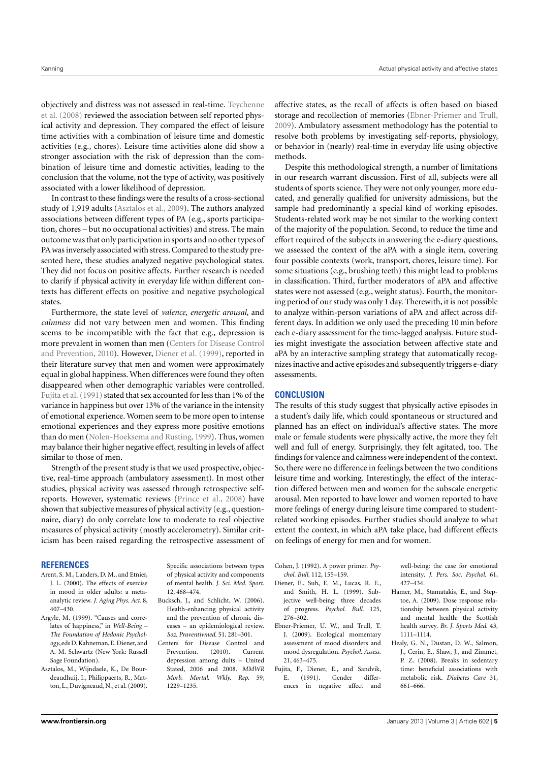objectively and distress was not assessed in real-time. Teychenne et al. (2008) reviewed the association between self reported physical activity and depression. They compared the effect of leisure time activities with a combination of leisure time and domestic activities (e.g., chores). Leisure time activities alone did show a stronger association with the risk of depression than the combination of leisure time and domestic activities, leading to the conclusion that the volume, not the type of activity, was positively associated with a lower likelihood of depression.

In contrast to these findings were the results of a cross-sectional study of 1,919 adults (Asztalos et al., 2009). The authors analyzed associations between different types of PA (e.g., sports participation, chores – but no occupational activities) and stress. The main outcome was that only participation in sports and no other types of PA was inversely associated with stress. Compared to the study presented here, these studies analyzed negative psychological states. They did not focus on positive affects. Further research is needed to clarify if physical activity in everyday life within different contexts has different effects on positive and negative psychological states.

Furthermore, the state level of *valence*, *energetic arousal*, and *calmness* did not vary between men and women. This finding seems to be incompatible with the fact that e.g., depression is more prevalent in women than men (Centers for Disease Control and Prevention, 2010). However, Diener et al. (1999), reported in their literature survey that men and women were approximately equal in global happiness. When differences were found they often disappeared when other demographic variables were controlled. Fujita et al. (1991) stated that sex accounted for less than 1% of the variance in happiness but over 13% of the variance in the intensity of emotional experience. Women seem to be more open to intense emotional experiences and they express more positive emotions than do men (Nolen-Hoeksema and Rusting, 1999). Thus, women may balance their higher negative effect, resulting in levels of affect similar to those of men.

Strength of the present study is that we used prospective, objective, real-time approach (ambulatory assessment). In most other studies, physical activity was assessed through retrospective self-reports. However, systematic reviews (Prince et al., 2008) have shown that subjective measures of physical activity (e.g., questionnaire, diary) do only correlate low to moderate to real objective measures of physical activity (mostly accelerometry). Similar criticism has been raised regarding the retrospective assessment of affective states, as the recall of affects is often based on biased storage and recollection of memories (Ebner-Priemer and Trull, 2009). Ambulatory assessment methodology has the potential to resolve both problems by investigating self-reports, physiology, or behavior in (nearly) real-time in everyday life using objective methods.

Despite this methodological strength, a number of limitations in our research warrant discussion. First of all, subjects were all students of sports science. They were not only younger, more educated, and generally qualified for university admissions, but the sample had predominantly a special kind of working episodes. Students-related work may be not similar to the working context of the majority of the population. Second, to reduce the time and effort required of the subjects in answering the e-diary questions, we assessed the context of the aPA with a single item, covering four possible contexts (work, transport, chores, leisure time). For some situations (e.g., brushing teeth) this might lead to problems in classification. Third, further moderators of aPA and affective states were not assessed (e.g., weight status). Fourth, the monitoring period of our study was only 1 day. Therewith, it is not possible to analyze within-person variations of aPA and affect across different days. In addition we only used the preceding 10 min before each e-diary assessment for the time-lagged analysis. Future studies might investigate the association between affective state and aPA by an interactive sampling strategy that automatically recognizes inactive and active episodes and subsequently triggers e-diary assessments.

## CONCLUSION

The results of this study suggest that physically active episodes in a student's daily life, which could spontaneous or structured and planned has an effect on individual's affective states. The more male or female students were physically active, the more they felt well and full of energy. Surprisingly, they felt agitated, too. The findings for valence and calmness were independent of the context. So, there were no difference in feelings between the two conditions leisure time and working. Interestingly, the effect of the interaction differed between men and women for the subscale energetic arousal. Men reported to have lower and women reported to have more feelings of energy during leisure time compared to student-related working episodes. Further studies should analyze to what extent the context, in which aPA take place, had different effects on feelings of energy for men and for women.

## REFERENCES

Arent, S. M., Landers, D. M., and Etnier, J. L. (2000). The effects of exercise in mood in older adults: a meta-analytic review. *J. Aging Phys. Act.* 8, 407–430.

Argyle, M. (1999). "Causes and correlates of happiness," in *Well-Being – The Foundation of Hedonic Psychology*, eds D. Kahneman, E. Diener, and A. M. Schwartz (New York: Russell Sage Foundation).

Asztalos, M., Wijndaele, K., De Bourdeaudhuij, I., Philippaerts, R., Matton, L., Duvigneaud, N., et al. (2009). Specific associations between types of physical activity and components of mental health. *J. Sci. Med. Sport.* 12, 468–474.

Bucksch, J., and Schlicht, W. (2006). Health-enhancing physical activity and the prevention of chronic diseases – an epidemiological review. *Soz. Praventivmed.* 51, 281–301.

Centers for Disease Control and Prevention. (2010). Current depression among dults – United Stated, 2006 and 2008. *MMWR Morb. Mortal. Wkly. Rep.* 59, 1229–1235.

Cohen, J. (1992). A power primer. *Psychol. Bull.* 112, 155–159.

Diener, E., Suh, E. M., Lucas, R. E., and Smith, H. L. (1999). Subjective well-being: three decades of progress. *Psychol. Bull.* 125, 276–302.

Ebner-Priemer, U. W., and Trull, T. J. (2009). Ecological momentary assessment of mood disorders and mood dysregulation. *Psychol. Assess.* 21, 463–475.

Fujita, F., Diener, E., and Sandvik, E. (1991). Gender differences in negative affect and well-being: the case for emotional intensity. *J. Pers. Soc. Psychol.* 61, 427–434.

Hamer, M., Stamatakis, E., and Steptoe, A. (2009). Dose response relationship between physical activity and mental health: the Scottish health survey. *Br. J. Sports Med.* 43, 1111–1114.

Healy, G. N., Dustan, D. W., Salmon, J., Cerin, E., Shaw, J., and Zimmet, P. Z. (2008). Breaks in sedentary time: beneficial associations with metabolic risk. *Diabetes Care* 31, 661–666.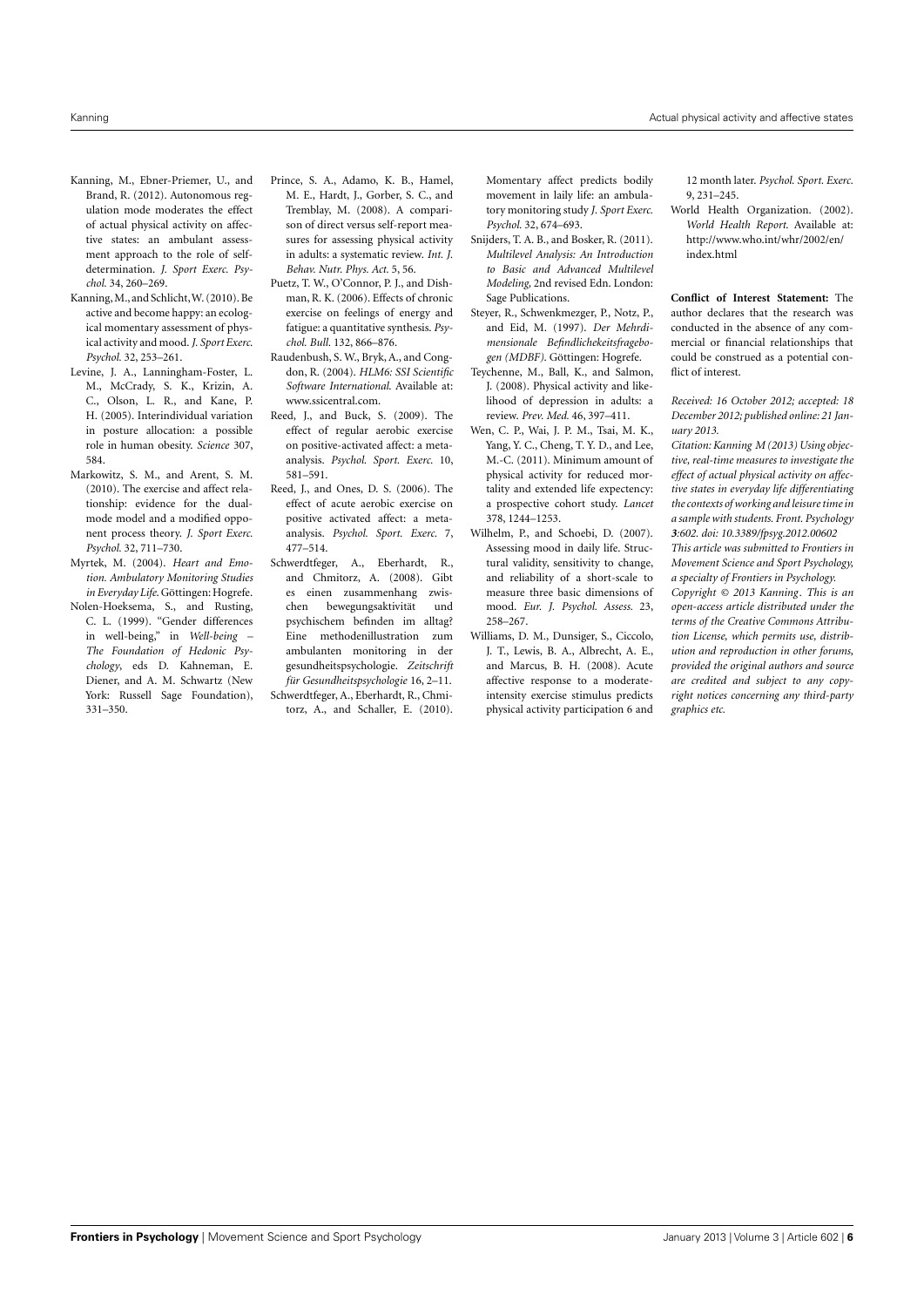Kanning, M., Ebner-Priemer, U., and Brand, R. (2012). Autonomous regulation mode moderates the effect of actual physical activity on affective states: an ambulant assessment approach to the role of self-determination. *J. Sport Exerc. Psychol.* 34, 260–269.

Kanning, M., and Schlicht, W. (2010). Be active and become happy: an ecological momentary assessment of physical activity and mood. *J. Sport Exerc. Psychol.* 32, 253–261.

Levine, J. A., Lanningham-Foster, L. M., McCrady, S. K., Krizin, A. C., Olson, L. R., and Kane, P. H. (2005). Interindividual variation in posture allocation: a possible role in human obesity. *Science* 307, 584.

Markowitz, S. M., and Arent, S. M. (2010). The exercise and affect relationship: evidence for the dual-mode model and a modified opponent process theory. *J. Sport Exerc. Psychol.* 32, 711–730.

Myrtek, M. (2004). *Heart and Emotion. Ambulatory Monitoring Studies in Everyday Life.* Göttingen: Hogrefe.

Nolen-Hoeksema, S., and Rusting, C. L. (1999). "Gender differences in well-being," in *Well-being – The Foundation of Hedonic Psychology*, eds D. Kahneman, E. Diener, and A. M. Schwartz (New York: Russell Sage Foundation), 331–350.

Prince, S. A., Adamo, K. B., Hamel, M. E., Hardt, J., Gorber, S. C., and Tremblay, M. (2008). A comparison of direct versus self-report measures for assessing physical activity in adults: a systematic review. *Int. J. Behav. Nutr. Phys. Act.* 5, 56.

Puetz, T. W., O'Connor, P. J., and Dishman, R. K. (2006). Effects of chronic exercise on feelings of energy and fatigue: a quantitative synthesis. *Psychol. Bull.* 132, 866–876.

Raudenbush, S. W., Bryk, A., and Congdon, R. (2004). *HLM6: SSI Scientific Software International.* Available at: www.ssicentral.com.

Reed, J., and Buck, S. (2009). The effect of regular aerobic exercise on positive-activated affect: a meta-analysis. *Psychol. Sport. Exerc.* 10, 581–591.

Reed, J., and Ones, D. S. (2006). The effect of acute aerobic exercise on positive activated affect: a meta-analysis. *Psychol. Sport. Exerc.* 7, 477–514.

Schwerdtfeger, A., Eberhardt, R., and Chmitorz, A. (2008). Gibt es einen zusammenhang zwischen bewegungsaktivität und psychischem befinden im alltag? Eine methodenillustration zum ambulanten monitoring in der gesundheitspsychologie. *Zeitschrift für Gesundheitspsychologie* 16, 2–11.

Schwerdtfeger, A., Eberhardt, R., Chmitorz, A., and Schaller, E. (2010). Momentary affect predicts bodily movement in laily life: an ambulatory monitoring study *J. Sport Exerc. Psychol.* 32, 674–693.

Snijders, T. A. B., and Bosker, R. (2011). *Multilevel Analysis: An Introduction to Basic and Advanced Multilevel Modeling*, 2nd revised Edn. London: Sage Publications.

Steyer, R., Schwenkmezger, P., Notz, P., and Eid, M. (1997). *Der Mehrdimensionale Befindlichekeitsfragebogen (MDBF).* Göttingen: Hogrefe.

Teychenne, M., Ball, K., and Salmon, J. (2008). Physical activity and likelihood of depression in adults: a review. *Prev. Med.* 46, 397–411.

Wen, C. P., Wai, J. P. M., Tsai, M. K., Yang, Y. C., Cheng, T. Y. D., and Lee, M.-C. (2011). Minimum amount of physical activity for reduced mortality and extended life expectancy: a prospective cohort study. *Lancet* 378, 1244–1253.

Wilhelm, P., and Schoebi, D. (2007). Assessing mood in daily life. Structural validity, sensitivity to change, and reliability of a short-scale to measure three basic dimensions of mood. *Eur. J. Psychol. Assess.* 23, 258–267.

Williams, D. M., Dunsiger, S., Ciccolo, J. T., Lewis, B. A., Albrecht, A. E., and Marcus, B. H. (2008). Acute affective response to a moderate-intensity exercise stimulus predicts physical activity participation 6 and 12 month later. *Psychol. Sport. Exerc.* 9, 231–245.

World Health Organization. (2002). *World Health Report.* Available at: http://www.who.int/whr/2002/en/index.html

**Conflict of Interest Statement:** The author declares that the research was conducted in the absence of any commercial or financial relationships that could be construed as a potential conflict of interest.

*Received: 16 October 2012; accepted: 18 December 2012; published online: 21 January 2013.*

*Citation: Kanning M (2013) Using objective, real-time measures to investigate the effect of actual physical activity on affective states in everyday life differentiating the contexts of working and leisure time in a sample with students. Front. Psychology **3**:602. doi: 10.3389/fpsyg.2012.00602*

*This article was submitted to Frontiers in Movement Science and Sport Psychology, a specialty of Frontiers in Psychology.*

*Copyright © 2013 Kanning. This is an open-access article distributed under the terms of the Creative Commons Attribution License, which permits use, distribution and reproduction in other forums, provided the original authors and source are credited and subject to any copyright notices concerning any third-party graphics etc.*